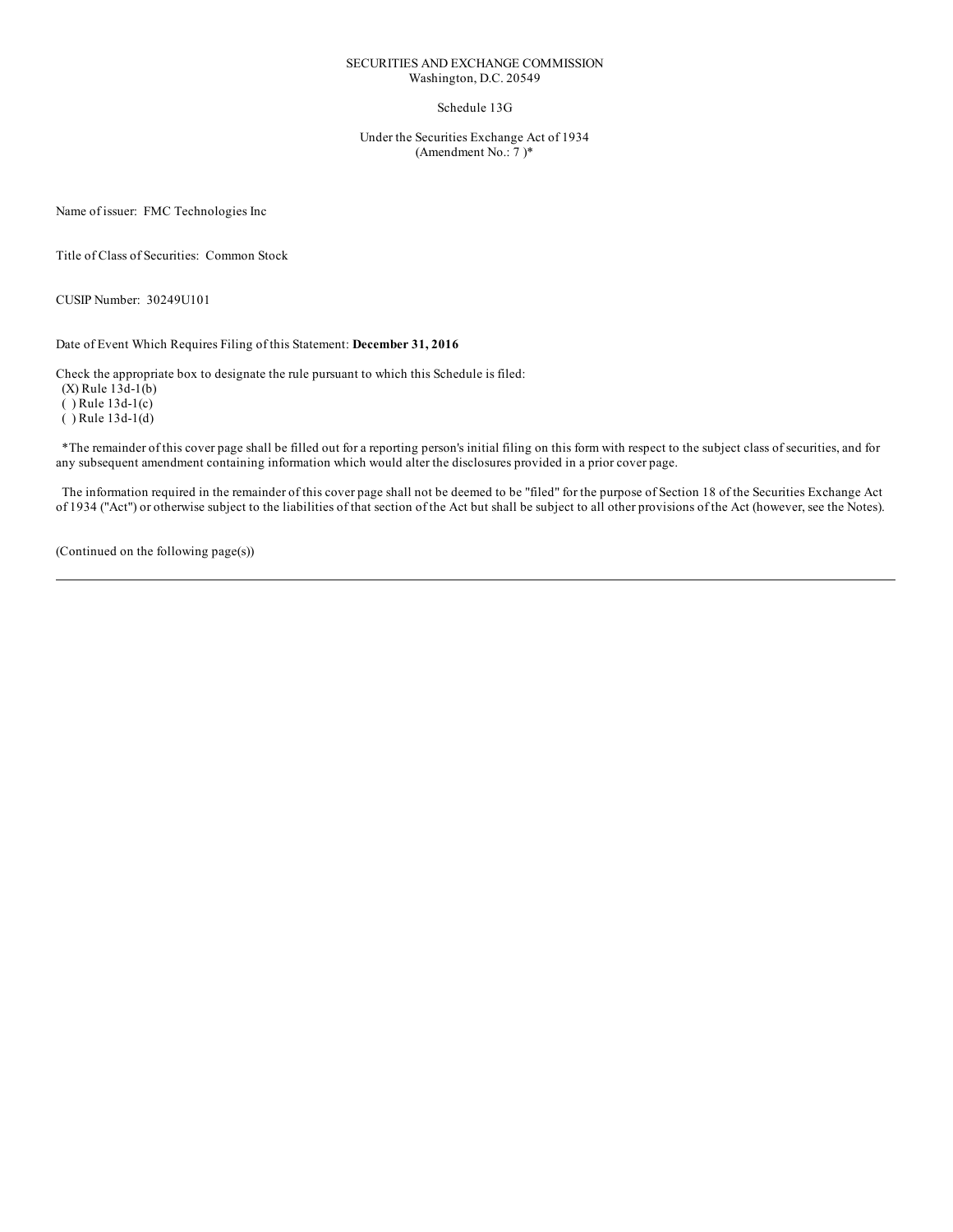SECURITIES AND EXCHANGE COMMISSION
Washington, D.C. 20549

Schedule 13G

Under the Securities Exchange Act of 1934
(Amendment No.: 7 )*

Name of issuer: FMC Technologies Inc

Title of Class of Securities: Common Stock

CUSIP Number: 30249U101

Date of Event Which Requires Filing of this Statement: **December 31, 2016**

Check the appropriate box to designate the rule pursuant to which this Schedule is filed:
(X) Rule 13d-1(b)
( ) Rule 13d-1(c)
( ) Rule 13d-1(d)

*The remainder of this cover page shall be filled out for a reporting person's initial filing on this form with respect to the subject class of securities, and for any subsequent amendment containing information which would alter the disclosures provided in a prior cover page.

The information required in the remainder of this cover page shall not be deemed to be "filed" for the purpose of Section 18 of the Securities Exchange Act of 1934 ("Act") or otherwise subject to the liabilities of that section of the Act but shall be subject to all other provisions of the Act (however, see the Notes).

(Continued on the following page(s))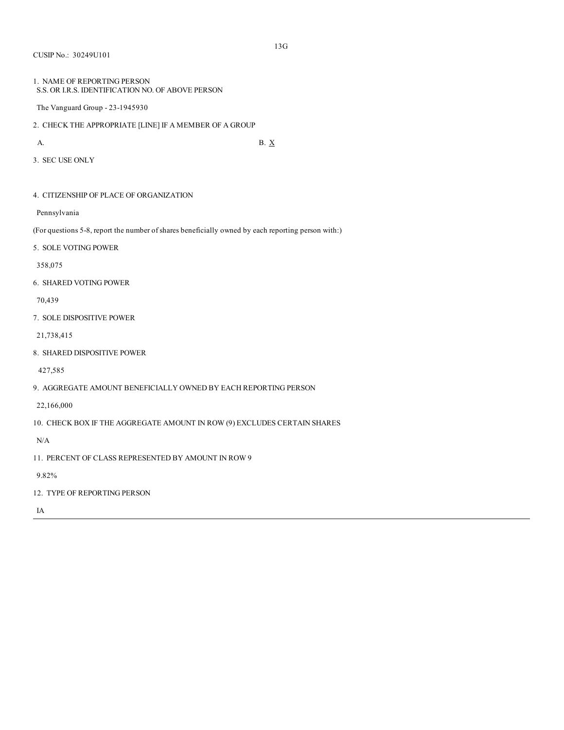13G

CUSIP No.: 30249U101

1. NAME OF REPORTING PERSON
S.S. OR I.R.S. IDENTIFICATION NO. OF ABOVE PERSON

The Vanguard Group - 23-1945930

2. CHECK THE APPROPRIATE [LINE] IF A MEMBER OF A GROUP

A. B. X

3. SEC USE ONLY

4. CITIZENSHIP OF PLACE OF ORGANIZATION

Pennsylvania

(For questions 5-8, report the number of shares beneficially owned by each reporting person with:)

5. SOLE VOTING POWER

358,075

6. SHARED VOTING POWER

70,439

7. SOLE DISPOSITIVE POWER

21,738,415

8. SHARED DISPOSITIVE POWER

427,585

9. AGGREGATE AMOUNT BENEFICIALLY OWNED BY EACH REPORTING PERSON

22,166,000

10. CHECK BOX IF THE AGGREGATE AMOUNT IN ROW (9) EXCLUDES CERTAIN SHARES

N/A

11. PERCENT OF CLASS REPRESENTED BY AMOUNT IN ROW 9

9.82%

12. TYPE OF REPORTING PERSON

IA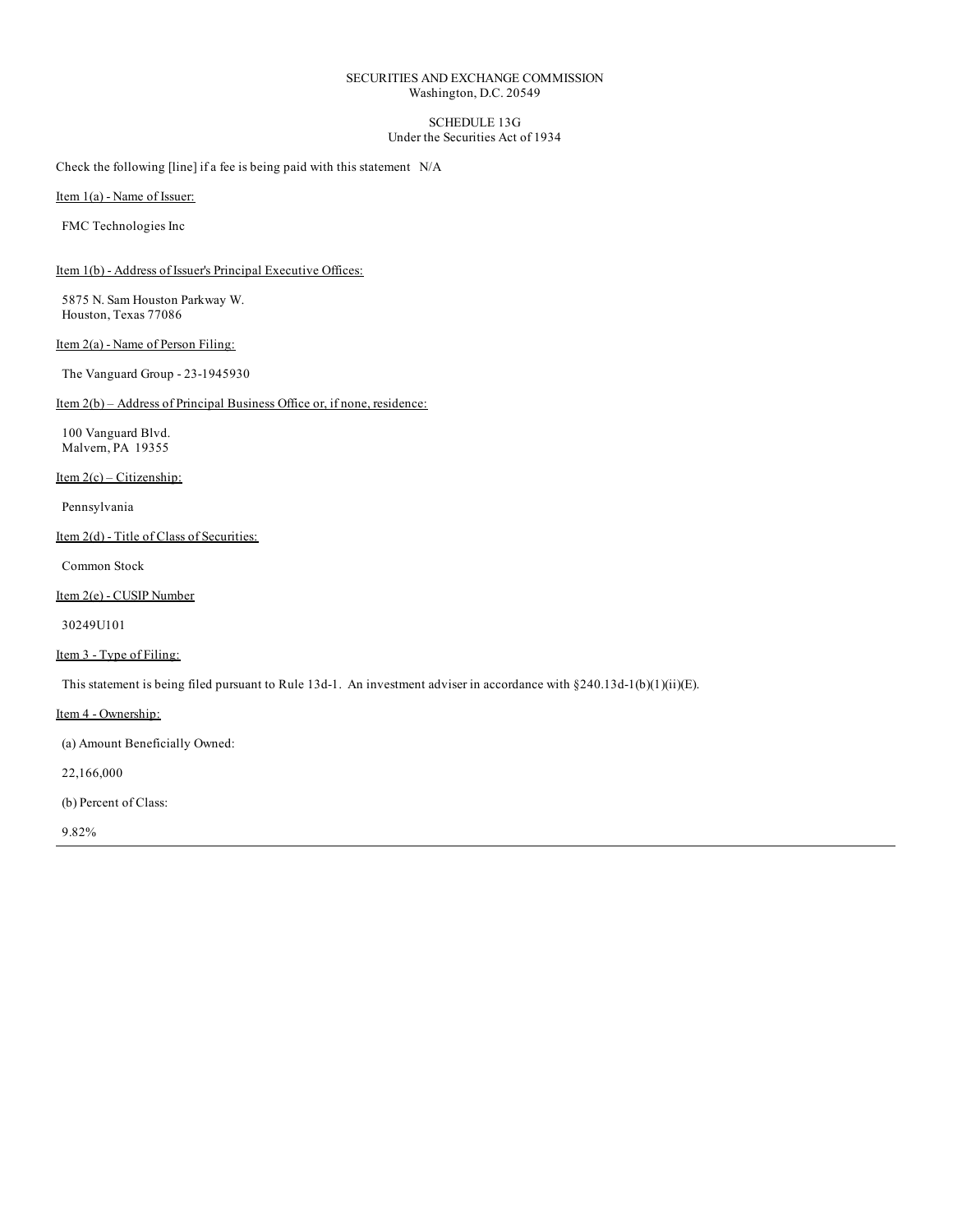SECURITIES AND EXCHANGE COMMISSION
Washington, D.C. 20549

SCHEDULE 13G
Under the Securities Act of 1934

Check the following [line] if a fee is being paid with this statement N/A

Item 1(a) - Name of Issuer:

FMC Technologies Inc

Item 1(b) - Address of Issuer's Principal Executive Offices:

5875 N. Sam Houston Parkway W.
Houston, Texas 77086

Item 2(a) - Name of Person Filing:

The Vanguard Group - 23-1945930

Item 2(b) – Address of Principal Business Office or, if none, residence:

100 Vanguard Blvd.
Malvern, PA 19355

Item 2(c) – Citizenship:

Pennsylvania

Item 2(d) - Title of Class of Securities:

Common Stock

Item 2(e) - CUSIP Number

30249U101

Item 3 - Type of Filing:

This statement is being filed pursuant to Rule 13d-1. An investment adviser in accordance with §240.13d-1(b)(1)(ii)(E).

Item 4 - Ownership:

(a) Amount Beneficially Owned:

22,166,000

(b) Percent of Class:

9.82%

---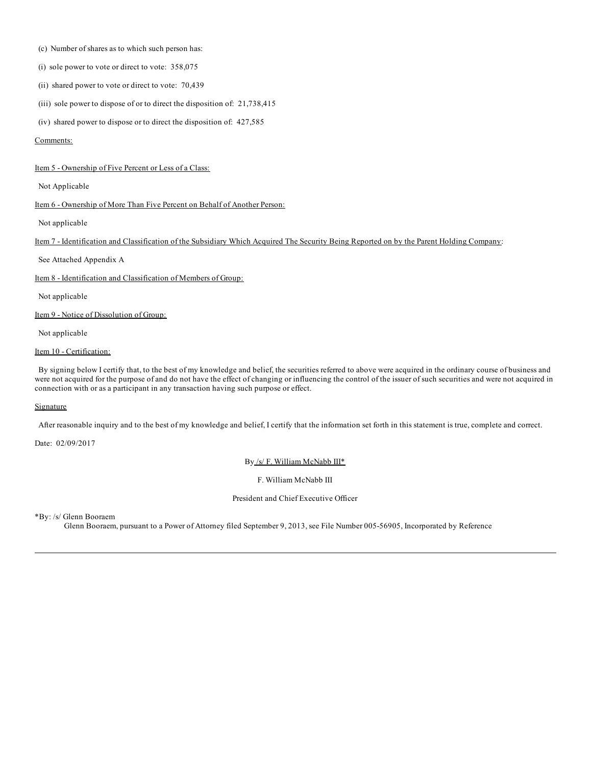(c) Number of shares as to which such person has:

(i) sole power to vote or direct to vote: 358,075

(ii) shared power to vote or direct to vote: 70,439

(iii) sole power to dispose of or to direct the disposition of: 21,738,415

(iv) shared power to dispose or to direct the disposition of: 427,585

Comments:

Item 5 - Ownership of Five Percent or Less of a Class:

Not Applicable

Item 6 - Ownership of More Than Five Percent on Behalf of Another Person:

Not applicable

Item 7 - Identification and Classification of the Subsidiary Which Acquired The Security Being Reported on by the Parent Holding Company:

See Attached Appendix A

Item 8 - Identification and Classification of Members of Group:

Not applicable

Item 9 - Notice of Dissolution of Group:

Not applicable

Item 10 - Certification:

By signing below I certify that, to the best of my knowledge and belief, the securities referred to above were acquired in the ordinary course of business and were not acquired for the purpose of and do not have the effect of changing or influencing the control of the issuer of such securities and were not acquired in connection with or as a participant in any transaction having such purpose or effect.

Signature

After reasonable inquiry and to the best of my knowledge and belief, I certify that the information set forth in this statement is true, complete and correct.

Date: 02/09/2017

By /s/ F. William McNabb III*

F. William McNabb III

President and Chief Executive Officer

*By: /s/ Glenn Booraem

Glenn Booraem, pursuant to a Power of Attorney filed September 9, 2013, see File Number 005-56905, Incorporated by Reference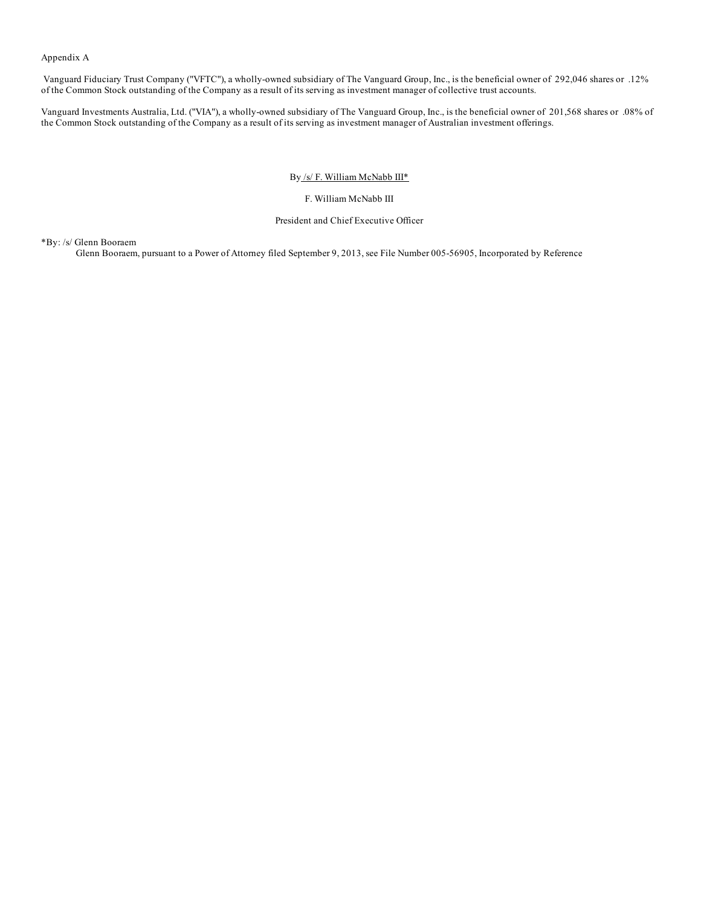Appendix A

Vanguard Fiduciary Trust Company ("VFTC"), a wholly-owned subsidiary of The Vanguard Group, Inc., is the beneficial owner of 292,046 shares or .12% of the Common Stock outstanding of the Company as a result of its serving as investment manager of collective trust accounts.

Vanguard Investments Australia, Ltd. ("VIA"), a wholly-owned subsidiary of The Vanguard Group, Inc., is the beneficial owner of 201,568 shares or .08% of the Common Stock outstanding of the Company as a result of its serving as investment manager of Australian investment offerings.

By /s/ F. William McNabb III*

F. William McNabb III

President and Chief Executive Officer

*By: /s/ Glenn Booraem

Glenn Booraem, pursuant to a Power of Attorney filed September 9, 2013, see File Number 005-56905, Incorporated by Reference